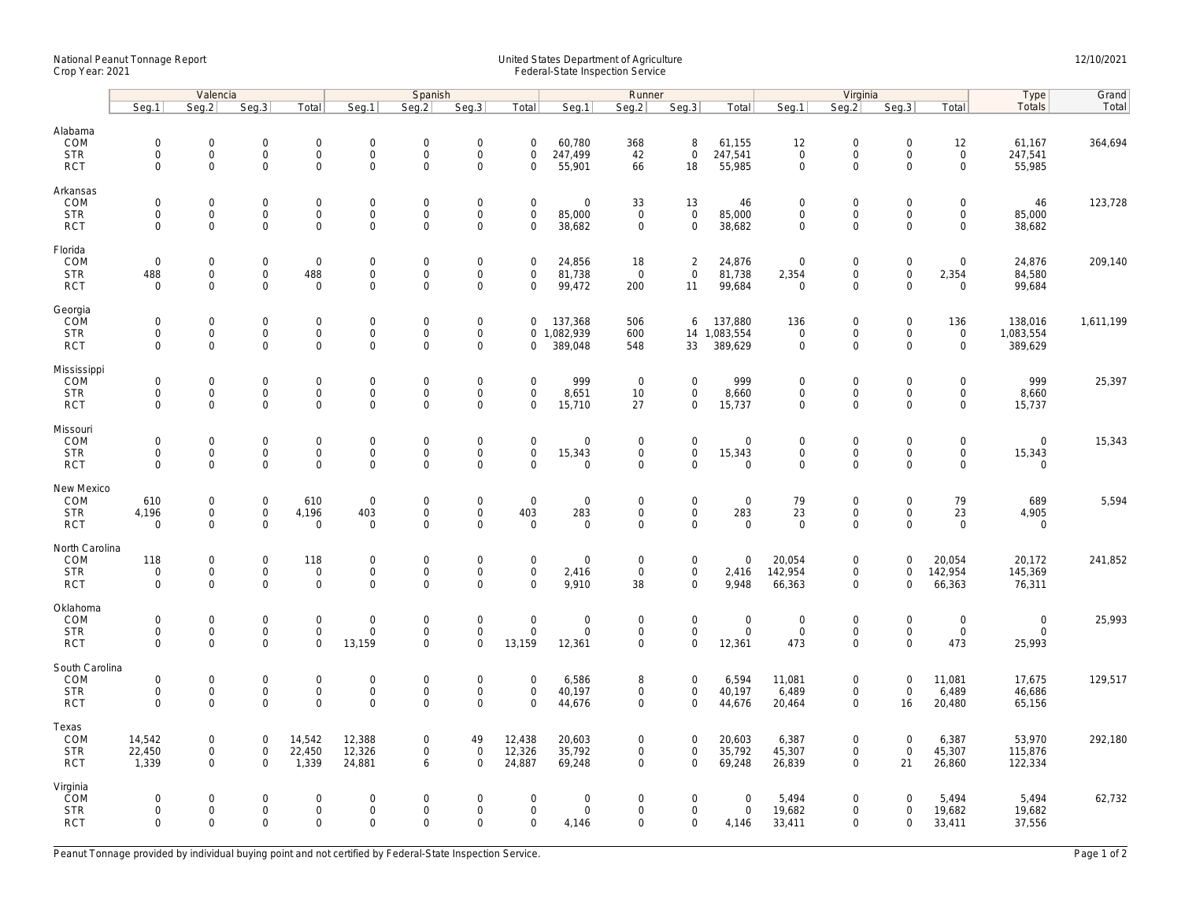National Peanut Tonnage Report
Crop Year: 2021

United States Department of Agriculture
Federal-State Inspection Service

12/10/2021

| | Valencia | | | | Spanish | | | | Runner | | | | Virginia | | | | Type | Grand |
|---|---|---|---|---|---|---|---|---|---|---|---|---|---|---|---|---|---|---|
| | Seg.1 | Seg.2 | Seg.3 | Total | Seg.1 | Seg.2 | Seg.3 | Total | Seg.1 | Seg.2 | Seg.3 | Total | Seg.1 | Seg.2 | Seg.3 | Total | Totals | Total |
| **Alabama** | | | | | | | | | | | | | | | | | | |
| COM | 0 | 0 | 0 | 0 | 0 | 0 | 0 | 0 | 60,780 | 368 | 8 | 61,155 | 12 | 0 | 0 | 12 | 61,167 | 364,694 |
| STR | 0 | 0 | 0 | 0 | 0 | 0 | 0 | 0 | 247,499 | 42 | 0 | 247,541 | 0 | 0 | 0 | 0 | 247,541 | |
| RCT | 0 | 0 | 0 | 0 | 0 | 0 | 0 | 0 | 55,901 | 66 | 18 | 55,985 | 0 | 0 | 0 | 0 | 55,985 | |
| **Arkansas** | | | | | | | | | | | | | | | | | | |
| COM | 0 | 0 | 0 | 0 | 0 | 0 | 0 | 0 | 0 | 33 | 13 | 46 | 0 | 0 | 0 | 0 | 46 | 123,728 |
| STR | 0 | 0 | 0 | 0 | 0 | 0 | 0 | 0 | 85,000 | 0 | 0 | 85,000 | 0 | 0 | 0 | 0 | 85,000 | |
| RCT | 0 | 0 | 0 | 0 | 0 | 0 | 0 | 0 | 38,682 | 0 | 0 | 38,682 | 0 | 0 | 0 | 0 | 38,682 | |
| **Florida** | | | | | | | | | | | | | | | | | | |
| COM | 0 | 0 | 0 | 0 | 0 | 0 | 0 | 0 | 24,856 | 18 | 2 | 24,876 | 0 | 0 | 0 | 0 | 24,876 | 209,140 |
| STR | 488 | 0 | 0 | 488 | 0 | 0 | 0 | 0 | 81,738 | 0 | 0 | 81,738 | 2,354 | 0 | 0 | 2,354 | 84,580 | |
| RCT | 0 | 0 | 0 | 0 | 0 | 0 | 0 | 0 | 99,472 | 200 | 11 | 99,684 | 0 | 0 | 0 | 0 | 99,684 | |
| **Georgia** | | | | | | | | | | | | | | | | | | |
| COM | 0 | 0 | 0 | 0 | 0 | 0 | 0 | 0 | 137,368 | 506 | 6 | 137,880 | 136 | 0 | 0 | 136 | 138,016 | 1,611,199 |
| STR | 0 | 0 | 0 | 0 | 0 | 0 | 0 | 0 | 1,082,939 | 600 | 14 | 1,083,554 | 0 | 0 | 0 | 0 | 1,083,554 | |
| RCT | 0 | 0 | 0 | 0 | 0 | 0 | 0 | 0 | 389,048 | 548 | 33 | 389,629 | 0 | 0 | 0 | 0 | 389,629 | |
| **Mississippi** | | | | | | | | | | | | | | | | | | |
| COM | 0 | 0 | 0 | 0 | 0 | 0 | 0 | 0 | 999 | 0 | 0 | 999 | 0 | 0 | 0 | 0 | 999 | 25,397 |
| STR | 0 | 0 | 0 | 0 | 0 | 0 | 0 | 0 | 8,651 | 10 | 0 | 8,660 | 0 | 0 | 0 | 0 | 8,660 | |
| RCT | 0 | 0 | 0 | 0 | 0 | 0 | 0 | 0 | 15,710 | 27 | 0 | 15,737 | 0 | 0 | 0 | 0 | 15,737 | |
| **Missouri** | | | | | | | | | | | | | | | | | | |
| COM | 0 | 0 | 0 | 0 | 0 | 0 | 0 | 0 | 0 | 0 | 0 | 0 | 0 | 0 | 0 | 0 | 0 | 15,343 |
| STR | 0 | 0 | 0 | 0 | 0 | 0 | 0 | 0 | 15,343 | 0 | 0 | 15,343 | 0 | 0 | 0 | 0 | 15,343 | |
| RCT | 0 | 0 | 0 | 0 | 0 | 0 | 0 | 0 | 0 | 0 | 0 | 0 | 0 | 0 | 0 | 0 | 0 | |
| **New Mexico** | | | | | | | | | | | | | | | | | | |
| COM | 610 | 0 | 0 | 610 | 0 | 0 | 0 | 0 | 0 | 0 | 0 | 0 | 79 | 0 | 0 | 79 | 689 | 5,594 |
| STR | 4,196 | 0 | 0 | 4,196 | 403 | 0 | 0 | 403 | 283 | 0 | 0 | 283 | 23 | 0 | 0 | 23 | 4,905 | |
| RCT | 0 | 0 | 0 | 0 | 0 | 0 | 0 | 0 | 0 | 0 | 0 | 0 | 0 | 0 | 0 | 0 | 0 | |
| **North Carolina** | | | | | | | | | | | | | | | | | | |
| COM | 118 | 0 | 0 | 118 | 0 | 0 | 0 | 0 | 0 | 0 | 0 | 0 | 20,054 | 0 | 0 | 20,054 | 20,172 | 241,852 |
| STR | 0 | 0 | 0 | 0 | 0 | 0 | 0 | 0 | 2,416 | 0 | 0 | 2,416 | 142,954 | 0 | 0 | 142,954 | 145,369 | |
| RCT | 0 | 0 | 0 | 0 | 0 | 0 | 0 | 0 | 9,910 | 38 | 0 | 9,948 | 66,363 | 0 | 0 | 66,363 | 76,311 | |
| **Oklahoma** | | | | | | | | | | | | | | | | | | |
| COM | 0 | 0 | 0 | 0 | 0 | 0 | 0 | 0 | 0 | 0 | 0 | 0 | 0 | 0 | 0 | 0 | 0 | 25,993 |
| STR | 0 | 0 | 0 | 0 | 0 | 0 | 0 | 0 | 0 | 0 | 0 | 0 | 0 | 0 | 0 | 0 | 0 | |
| RCT | 0 | 0 | 0 | 0 | 13,159 | 0 | 0 | 13,159 | 12,361 | 0 | 0 | 12,361 | 473 | 0 | 0 | 473 | 25,993 | |
| **South Carolina** | | | | | | | | | | | | | | | | | | |
| COM | 0 | 0 | 0 | 0 | 0 | 0 | 0 | 0 | 6,586 | 8 | 0 | 6,594 | 11,081 | 0 | 0 | 11,081 | 17,675 | 129,517 |
| STR | 0 | 0 | 0 | 0 | 0 | 0 | 0 | 0 | 40,197 | 0 | 0 | 40,197 | 6,489 | 0 | 0 | 6,489 | 46,686 | |
| RCT | 0 | 0 | 0 | 0 | 0 | 0 | 0 | 0 | 44,676 | 0 | 0 | 44,676 | 20,464 | 0 | 16 | 20,480 | 65,156 | |
| **Texas** | | | | | | | | | | | | | | | | | | |
| COM | 14,542 | 0 | 0 | 14,542 | 12,388 | 0 | 49 | 12,438 | 20,603 | 0 | 0 | 20,603 | 6,387 | 0 | 0 | 6,387 | 53,970 | 292,180 |
| STR | 22,450 | 0 | 0 | 22,450 | 12,326 | 0 | 0 | 12,326 | 35,792 | 0 | 0 | 35,792 | 45,307 | 0 | 0 | 45,307 | 115,876 | |
| RCT | 1,339 | 0 | 0 | 1,339 | 24,881 | 6 | 0 | 24,887 | 69,248 | 0 | 0 | 69,248 | 26,839 | 0 | 21 | 26,860 | 122,334 | |
| **Virginia** | | | | | | | | | | | | | | | | | | |
| COM | 0 | 0 | 0 | 0 | 0 | 0 | 0 | 0 | 0 | 0 | 0 | 0 | 5,494 | 0 | 0 | 5,494 | 5,494 | 62,732 |
| STR | 0 | 0 | 0 | 0 | 0 | 0 | 0 | 0 | 0 | 0 | 0 | 0 | 19,682 | 0 | 0 | 19,682 | 19,682 | |
| RCT | 0 | 0 | 0 | 0 | 0 | 0 | 0 | 0 | 4,146 | 0 | 0 | 4,146 | 33,411 | 0 | 0 | 33,411 | 37,556 | |

Peanut Tonnage provided by individual buying point and not certified by Federal-State Inspection Service.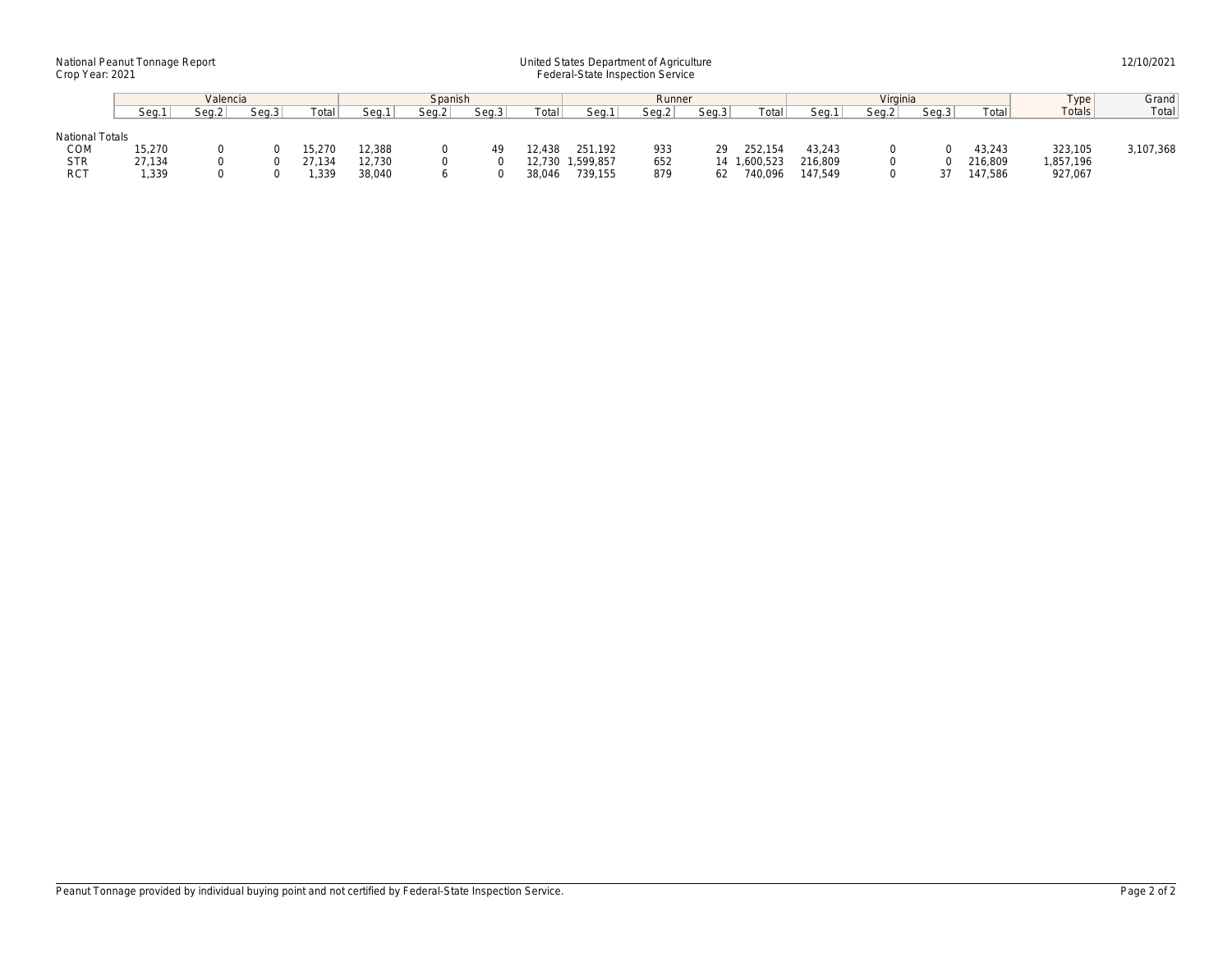National Peanut Tonnage Report
Crop Year: 2021

United States Department of Agriculture
Federal-State Inspection Service

12/10/2021

| | Valencia | | | | Spanish | | | | Runner | | | | Virginia | | | | Type | Grand |
|---|---|---|---|---|---|---|---|---|---|---|---|---|---|---|---|---|---|---|
| | Seg.1 | Seg.2 | Seg.3 | Total | Seg.1 | Seg.2 | Seg.3 | Total | Seg.1 | Seg.2 | Seg.3 | Total | Seg.1 | Seg.2 | Seg.3 | Total | Totals | Total |
| National Totals | | | | | | | | | | | | | | | | | | |
| COM | 15,270 | 0 | 0 | 15,270 | 12,388 | 0 | 49 | 12,438 | 251,192 | 933 | 29 | 252,154 | 43,243 | 0 | 0 | 43,243 | 323,105 | 3,107,368 |
| STR | 27,134 | 0 | 0 | 27,134 | 12,730 | 0 | 0 | 12,730 | 1,599,857 | 652 | 14 | 1,600,523 | 216,809 | 0 | 0 | 216,809 | 1,857,196 | |
| RCT | 1,339 | 0 | 0 | 1,339 | 38,040 | 6 | 0 | 38,046 | 739,155 | 879 | 62 | 740,096 | 147,549 | 0 | 37 | 147,586 | 927,067 | |

Peanut Tonnage provided by individual buying point and not certified by Federal-State Inspection Service.